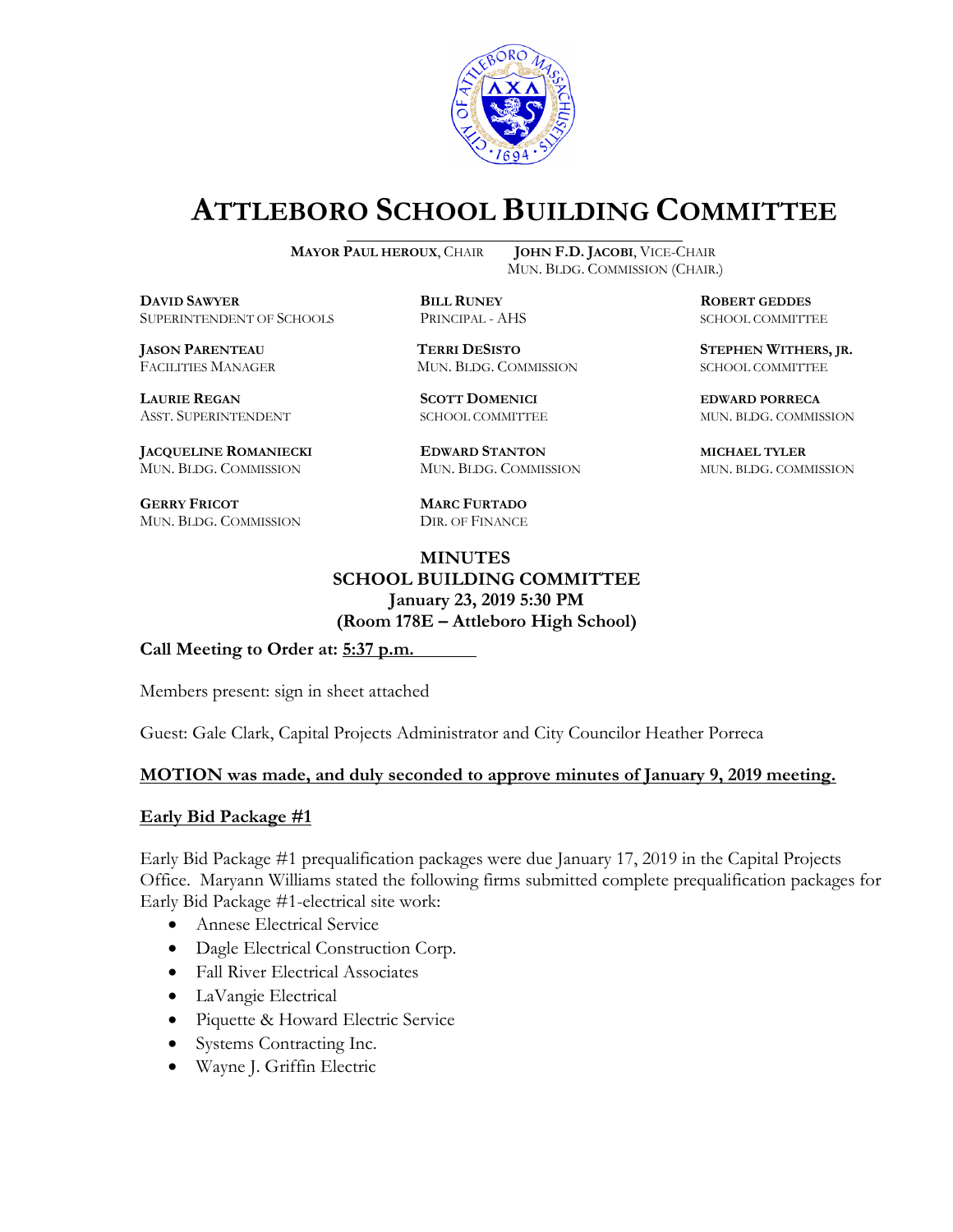# ATTLEBORO SCHOOL BUILDING COMMITTEE

**MAYOR PAUL HEROUX**, CHAIR  **JOHN F.D. JACOBI**, VICE-CHAIR
MUN. BLDG. COMMISSION (CHAIR.)

**DAVID SAWYER**
SUPERINTENDENT OF SCHOOLS

**BILL RUNEY**
PRINCIPAL - AHS

**ROBERT GEDDES**
SCHOOL COMMITTEE

**JASON PARENTEAU**
FACILITIES MANAGER

**TERRI DESISTO**
MUN. BLDG. COMMISSION

**STEPHEN WITHERS, JR.**
SCHOOL COMMITTEE

**LAURIE REGAN**
ASST. SUPERINTENDENT

**SCOTT DOMENICI**
SCHOOL COMMITTEE

**EDWARD PORRECA**
MUN. BLDG. COMMISSION

**JACQUELINE ROMANIECKI**
MUN. BLDG. COMMISSION

**EDWARD STANTON**
MUN. BLDG. COMMISSION

**MICHAEL TYLER**
MUN. BLDG. COMMISSION

**GERRY FRICOT**
MUN. BLDG. COMMISSION

**MARC FURTADO**
DIR. OF FINANCE

**MINUTES**
**SCHOOL BUILDING COMMITTEE**
**January 23, 2019 5:30 PM**
**(Room 178E – Attleboro High School)**

**Call Meeting to Order at: 5:37 p.m.**

Members present: sign in sheet attached

Guest: Gale Clark, Capital Projects Administrator and City Councilor Heather Porreca

**MOTION was made, and duly seconded to approve minutes of January 9, 2019 meeting.**

**Early Bid Package #1**

Early Bid Package #1 prequalification packages were due January 17, 2019 in the Capital Projects Office. Maryann Williams stated the following firms submitted complete prequalification packages for Early Bid Package #1-electrical site work:

- Annese Electrical Service
- Dagle Electrical Construction Corp.
- Fall River Electrical Associates
- LaVangie Electrical
- Piquette & Howard Electric Service
- Systems Contracting Inc.
- Wayne J. Griffin Electric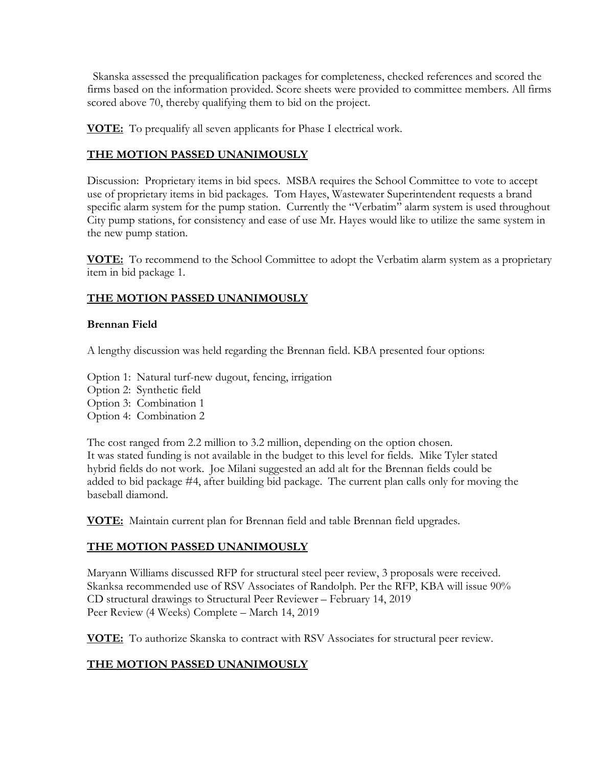Skanska assessed the prequalification packages for completeness, checked references and scored the firms based on the information provided. Score sheets were provided to committee members. All firms scored above 70, thereby qualifying them to bid on the project.

**VOTE:** To prequalify all seven applicants for Phase I electrical work.

**THE MOTION PASSED UNANIMOUSLY**

Discussion: Proprietary items in bid specs. MSBA requires the School Committee to vote to accept use of proprietary items in bid packages. Tom Hayes, Wastewater Superintendent requests a brand specific alarm system for the pump station. Currently the "Verbatim" alarm system is used throughout City pump stations, for consistency and ease of use Mr. Hayes would like to utilize the same system in the new pump station.

**VOTE:** To recommend to the School Committee to adopt the Verbatim alarm system as a proprietary item in bid package 1.

**THE MOTION PASSED UNANIMOUSLY**

**Brennan Field**

A lengthy discussion was held regarding the Brennan field. KBA presented four options:

Option 1: Natural turf-new dugout, fencing, irrigation
Option 2: Synthetic field
Option 3: Combination 1
Option 4: Combination 2

The cost ranged from 2.2 million to 3.2 million, depending on the option chosen.
It was stated funding is not available in the budget to this level for fields. Mike Tyler stated hybrid fields do not work. Joe Milani suggested an add alt for the Brennan fields could be added to bid package #4, after building bid package. The current plan calls only for moving the baseball diamond.

**VOTE:** Maintain current plan for Brennan field and table Brennan field upgrades.

**THE MOTION PASSED UNANIMOUSLY**

Maryann Williams discussed RFP for structural steel peer review, 3 proposals were received. Skanksa recommended use of RSV Associates of Randolph. Per the RFP, KBA will issue 90% CD structural drawings to Structural Peer Reviewer – February 14, 2019
Peer Review (4 Weeks) Complete – March 14, 2019

**VOTE:** To authorize Skanska to contract with RSV Associates for structural peer review.

**THE MOTION PASSED UNANIMOUSLY**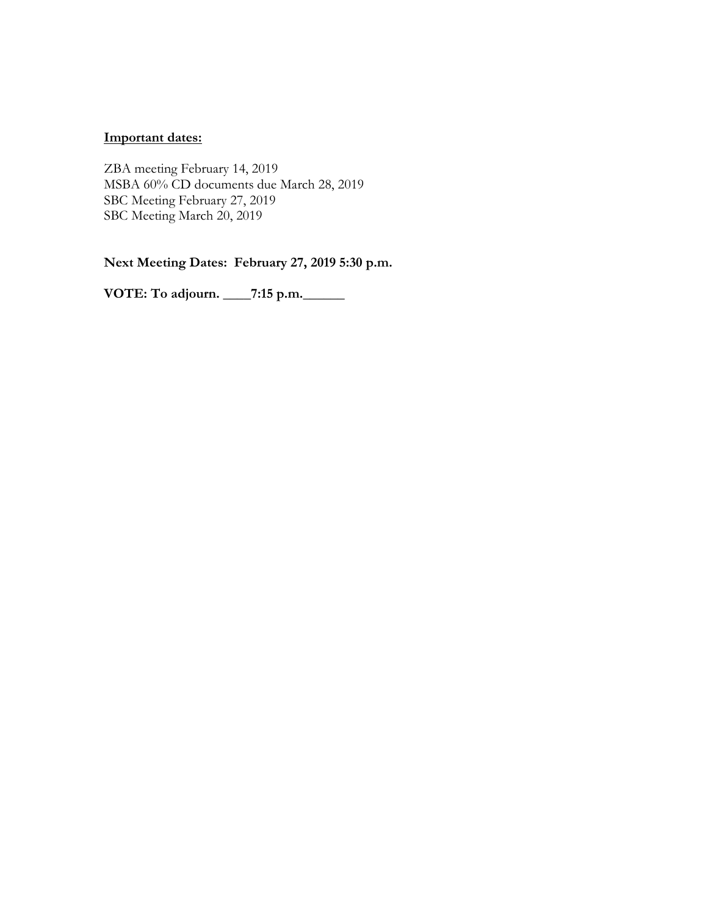**Important dates:**

ZBA meeting February 14, 2019
MSBA 60% CD documents due March 28, 2019
SBC Meeting February 27, 2019
SBC Meeting March 20, 2019

**Next Meeting Dates: February 27, 2019 5:30 p.m.**

**VOTE: To adjourn. ____7:15 p.m.______**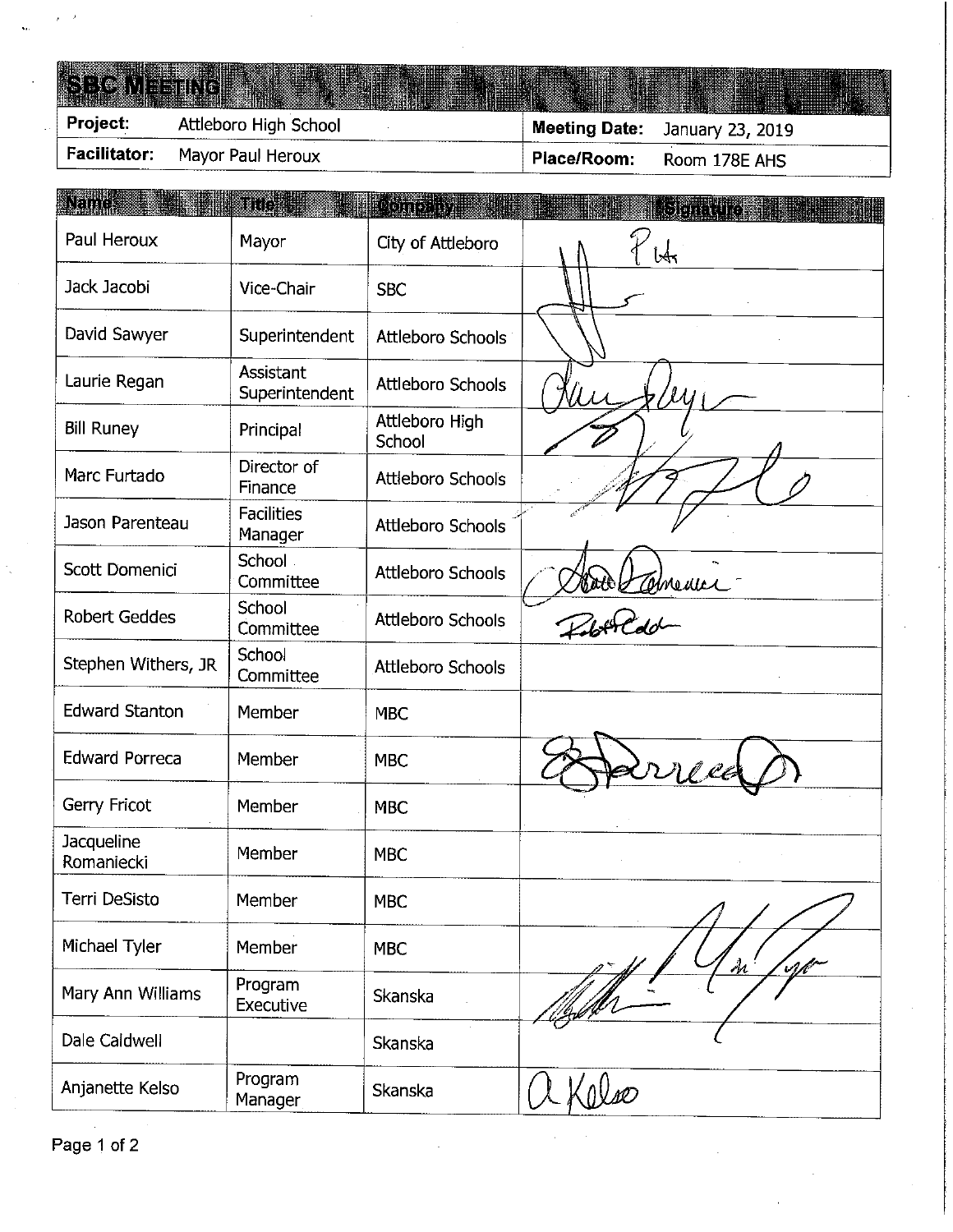## SBC MEETING

| Project: | Attleboro High School | Meeting Date: | January 23, 2019 |
|---|---|---|---|
| Facilitator: | Mayor Paul Heroux | Place/Room: | Room 178E AHS |

| Name: | Title: | Company: | Signature: |
|---|---|---|---|
| Paul Heroux | Mayor | City of Attleboro | P H |
| Jack Jacobi | Vice-Chair | SBC | |
| David Sawyer | Superintendent | Attleboro Schools | |
| Laurie Regan | Assistant Superintendent | Attleboro Schools | Laurie Regan |
| Bill Runey | Principal | Attleboro High School | |
| Marc Furtado | Director of Finance | Attleboro Schools | |
| Jason Parenteau | Facilities Manager | Attleboro Schools | |
| Scott Domenici | School Committee | Attleboro Schools | Scott Domenici |
| Robert Geddes | School Committee | Attleboro Schools | Robert Geddes |
| Stephen Withers, JR | School Committee | Attleboro Schools | |
| Edward Stanton | Member | MBC | |
| Edward Porreca | Member | MBC | E Porreca |
| Gerry Fricot | Member | MBC | |
| Jacqueline Romaniecki | Member | MBC | |
| Terri DeSisto | Member | MBC | |
| Michael Tyler | Member | MBC | |
| Mary Ann Williams | Program Executive | Skanska | |
| Dale Caldwell | | Skanska | |
| Anjanette Kelso | Program Manager | Skanska | A Kelso |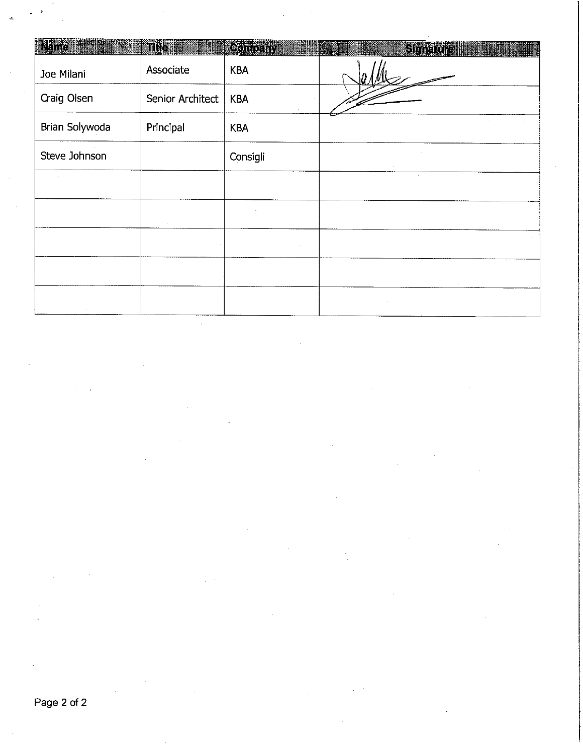| Name | Title | Company | Signature |
|---|---|---|---|
| Joe Milani | Associate | KBA | |
| Craig Olsen | Senior Architect | KBA | |
| Brian Solywoda | Principal | KBA | |
| Steve Johnson | | Consigli | |
| | | | |
| | | | |
| | | | |
| | | | |
| | | | |